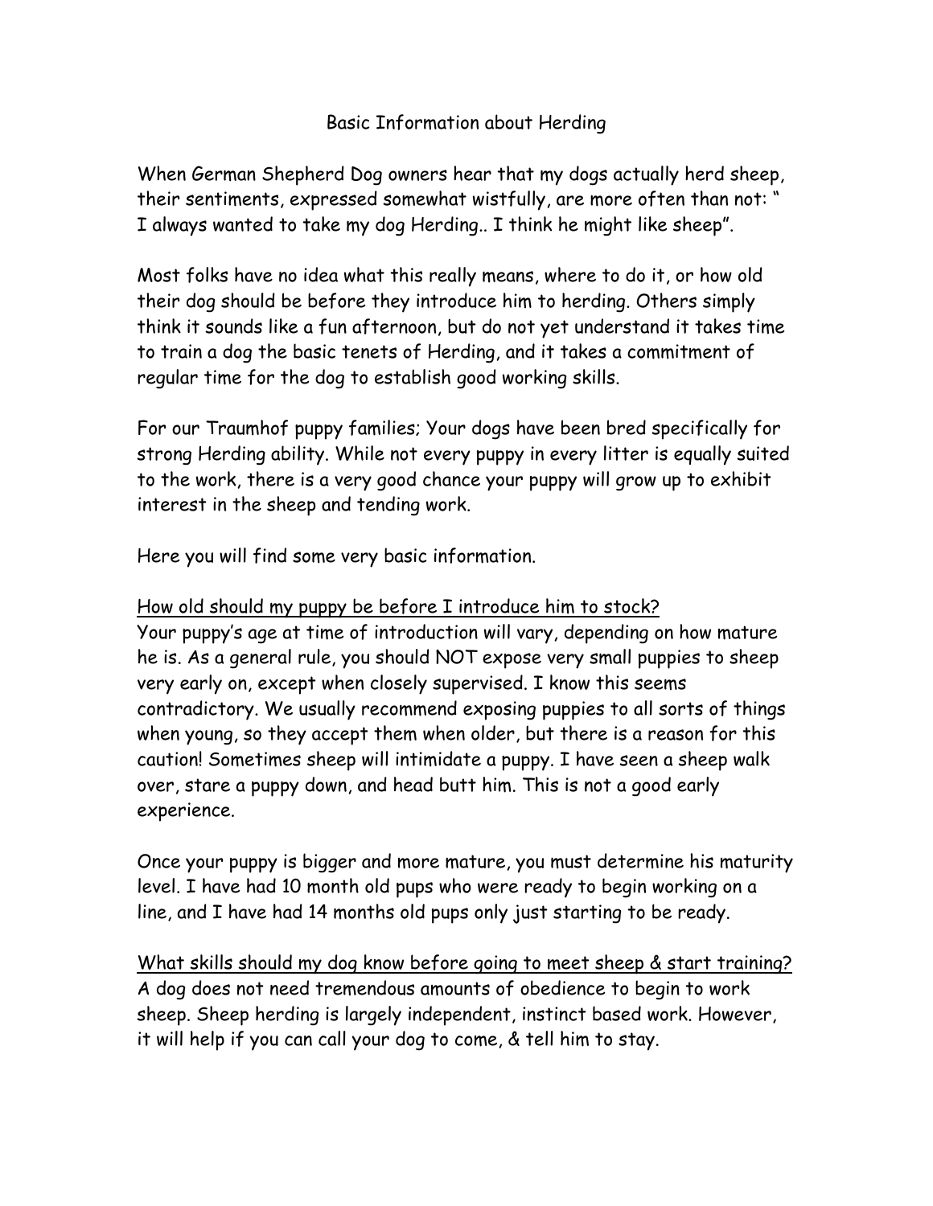# Basic Information about Herding

When German Shepherd Dog owners hear that my dogs actually herd sheep, their sentiments, expressed somewhat wistfully, are more often than not: " I always wanted to take my dog Herding.. I think he might like sheep".

Most folks have no idea what this really means, where to do it, or how old their dog should be before they introduce him to herding. Others simply think it sounds like a fun afternoon, but do not yet understand it takes time to train a dog the basic tenets of Herding, and it takes a commitment of regular time for the dog to establish good working skills.

For our Traumhof puppy families; Your dogs have been bred specifically for strong Herding ability. While not every puppy in every litter is equally suited to the work, there is a very good chance your puppy will grow up to exhibit interest in the sheep and tending work.

Here you will find some very basic information.

<u>How old should my puppy be before I introduce him to stock?</u>

Your puppy's age at time of introduction will vary, depending on how mature he is. As a general rule, you should NOT expose very small puppies to sheep very early on, except when closely supervised. I know this seems contradictory. We usually recommend exposing puppies to all sorts of things when young, so they accept them when older, but there is a reason for this caution! Sometimes sheep will intimidate a puppy. I have seen a sheep walk over, stare a puppy down, and head butt him. This is not a good early experience.

Once your puppy is bigger and more mature, you must determine his maturity level. I have had 10 month old pups who were ready to begin working on a line, and I have had 14 months old pups only just starting to be ready.

<u>What skills should my dog know before going to meet sheep & start training?</u>

A dog does not need tremendous amounts of obedience to begin to work sheep. Sheep herding is largely independent, instinct based work. However, it will help if you can call your dog to come, & tell him to stay.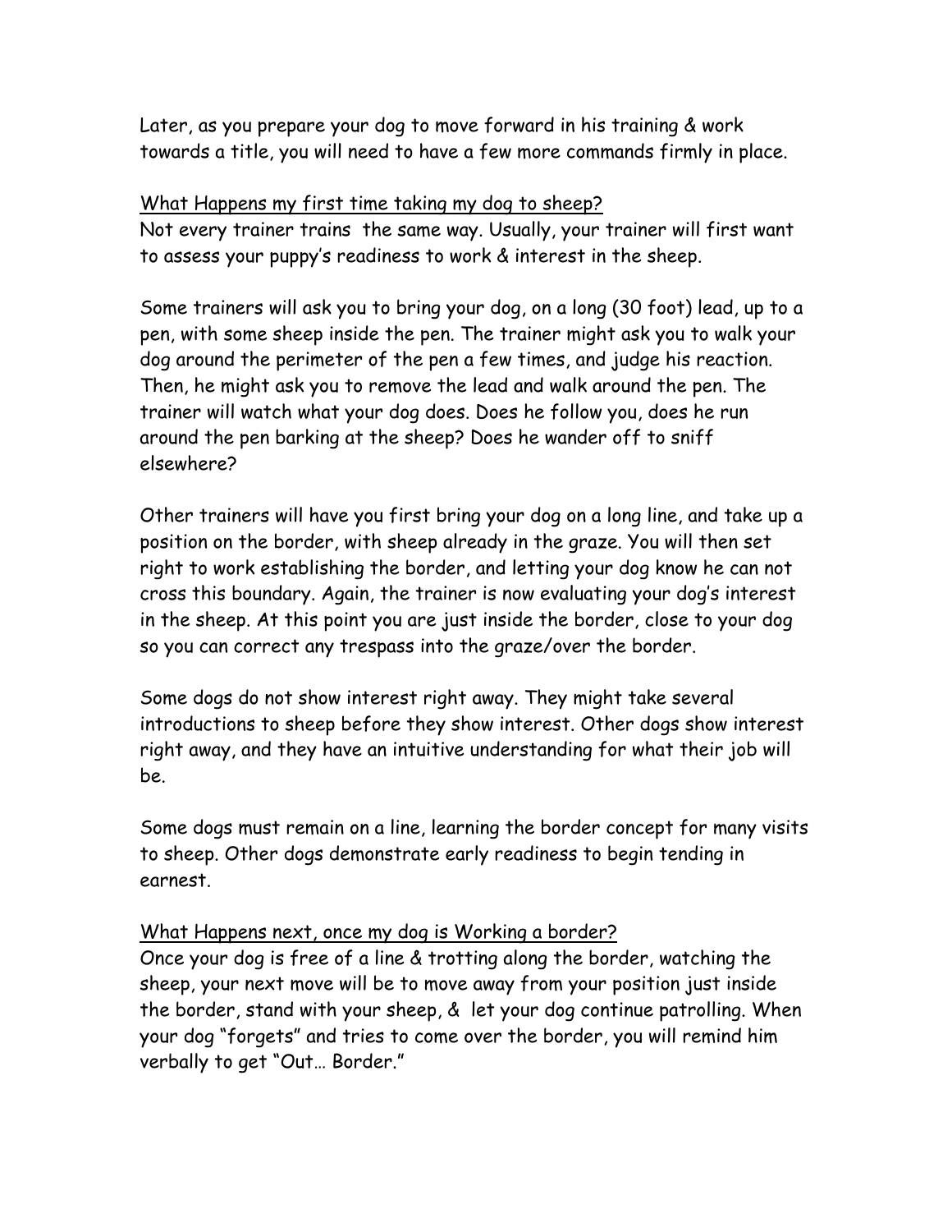Later, as you prepare your dog to move forward in his training & work towards a title, you will need to have a few more commands firmly in place.

<u>What Happens my first time taking my dog to sheep?</u>

Not every trainer trains the same way. Usually, your trainer will first want to assess your puppy's readiness to work & interest in the sheep.

Some trainers will ask you to bring your dog, on a long (30 foot) lead, up to a pen, with some sheep inside the pen. The trainer might ask you to walk your dog around the perimeter of the pen a few times, and judge his reaction. Then, he might ask you to remove the lead and walk around the pen. The trainer will watch what your dog does. Does he follow you, does he run around the pen barking at the sheep? Does he wander off to sniff elsewhere?

Other trainers will have you first bring your dog on a long line, and take up a position on the border, with sheep already in the graze. You will then set right to work establishing the border, and letting your dog know he can not cross this boundary. Again, the trainer is now evaluating your dog's interest in the sheep. At this point you are just inside the border, close to your dog so you can correct any trespass into the graze/over the border.

Some dogs do not show interest right away. They might take several introductions to sheep before they show interest. Other dogs show interest right away, and they have an intuitive understanding for what their job will be.

Some dogs must remain on a line, learning the border concept for many visits to sheep. Other dogs demonstrate early readiness to begin tending in earnest.

<u>What Happens next, once my dog is Working a border?</u>

Once your dog is free of a line & trotting along the border, watching the sheep, your next move will be to move away from your position just inside the border, stand with your sheep, & let your dog continue patrolling. When your dog "forgets" and tries to come over the border, you will remind him verbally to get "Out… Border."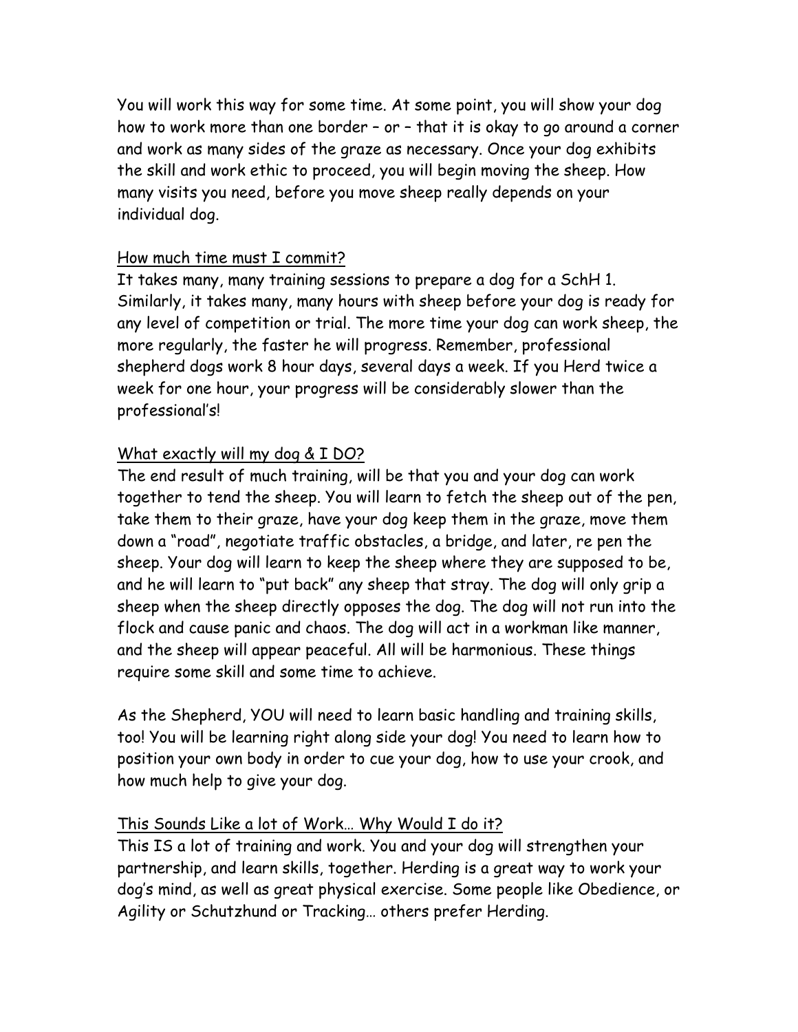You will work this way for some time. At some point, you will show your dog how to work more than one border – or – that it is okay to go around a corner and work as many sides of the graze as necessary. Once your dog exhibits the skill and work ethic to proceed, you will begin moving the sheep. How many visits you need, before you move sheep really depends on your individual dog.

<u>How much time must I commit?</u>

It takes many, many training sessions to prepare a dog for a SchH 1. Similarly, it takes many, many hours with sheep before your dog is ready for any level of competition or trial. The more time your dog can work sheep, the more regularly, the faster he will progress. Remember, professional shepherd dogs work 8 hour days, several days a week. If you Herd twice a week for one hour, your progress will be considerably slower than the professional's!

<u>What exactly will my dog & I DO?</u>

The end result of much training, will be that you and your dog can work together to tend the sheep. You will learn to fetch the sheep out of the pen, take them to their graze, have your dog keep them in the graze, move them down a "road", negotiate traffic obstacles, a bridge, and later, re pen the sheep. Your dog will learn to keep the sheep where they are supposed to be, and he will learn to "put back" any sheep that stray. The dog will only grip a sheep when the sheep directly opposes the dog. The dog will not run into the flock and cause panic and chaos. The dog will act in a workman like manner, and the sheep will appear peaceful. All will be harmonious. These things require some skill and some time to achieve.

As the Shepherd, YOU will need to learn basic handling and training skills, too! You will be learning right along side your dog! You need to learn how to position your own body in order to cue your dog, how to use your crook, and how much help to give your dog.

<u>This Sounds Like a lot of Work… Why Would I do it?</u>

This IS a lot of training and work. You and your dog will strengthen your partnership, and learn skills, together. Herding is a great way to work your dog's mind, as well as great physical exercise. Some people like Obedience, or Agility or Schutzhund or Tracking… others prefer Herding.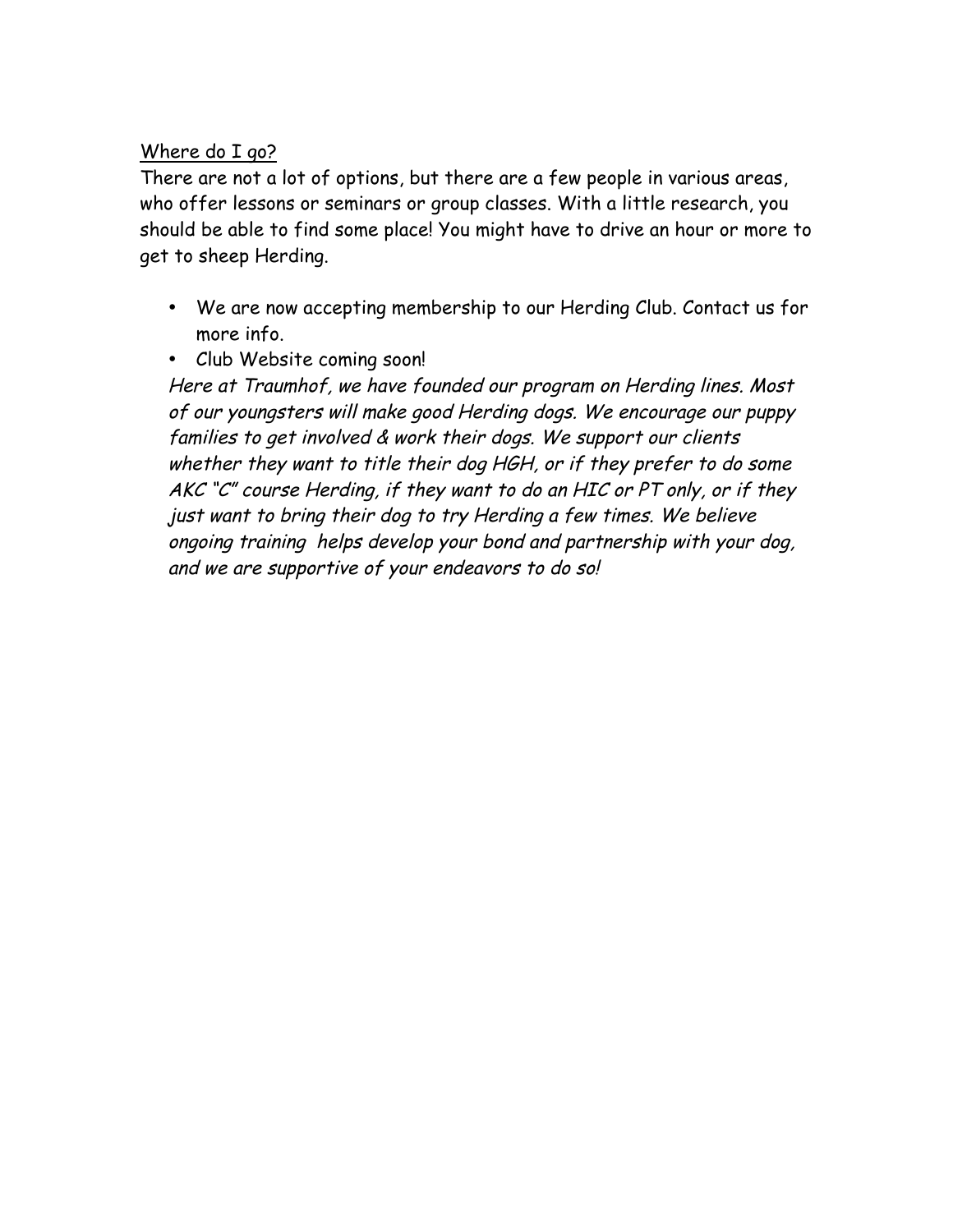Where do I go?

There are not a lot of options, but there are a few people in various areas, who offer lessons or seminars or group classes. With a little research, you should be able to find some place! You might have to drive an hour or more to get to sheep Herding.

- We are now accepting membership to our Herding Club. Contact us for more info.
- Club Website coming soon!

*Here at Traumhof, we have founded our program on Herding lines. Most of our youngsters will make good Herding dogs. We encourage our puppy families to get involved & work their dogs. We support our clients whether they want to title their dog HGH, or if they prefer to do some AKC "C" course Herding, if they want to do an HIC or PT only, or if they just want to bring their dog to try Herding a few times. We believe ongoing training helps develop your bond and partnership with your dog, and we are supportive of your endeavors to do so!*